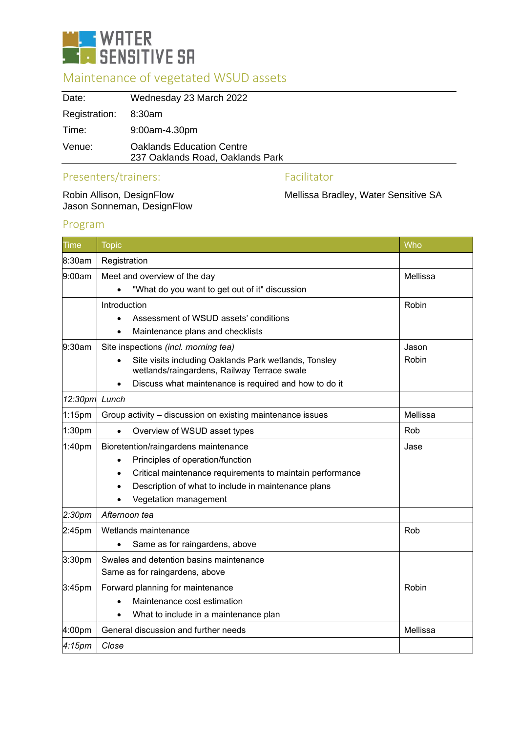WATER SENSITIVE SA

# Maintenance of vegetated WSUD assets

| | |
|---|---|
| Date: | Wednesday 23 March 2022 |
| Registration: | 8:30am |
| Time: | 9:00am-4.30pm |
| Venue: | Oaklands Education Centre<br>237 Oaklands Road, Oaklands Park |

## Presenters/trainers:

Robin Allison, DesignFlow
Jason Sonneman, DesignFlow

## Facilitator

Mellissa Bradley, Water Sensitive SA

## Program

| Time | Topic | Who |
|---|---|---|
| 8:30am | Registration | |
| 9:00am | Meet and overview of the day<br>• "What do you want to get out of it" discussion | Mellissa |
| | Introduction<br>• Assessment of WSUD assets' conditions<br>• Maintenance plans and checklists | Robin |
| 9:30am | Site inspections *(incl. morning tea)*<br>• Site visits including Oaklands Park wetlands, Tonsley wetlands/raingardens, Railway Terrace swale<br>• Discuss what maintenance is required and how to do it | Jason<br>Robin |
| *12:30pm* | *Lunch* | |
| 1:15pm | Group activity – discussion on existing maintenance issues | Mellissa |
| 1:30pm | • Overview of WSUD asset types | Rob |
| 1:40pm | Bioretention/raingardens maintenance<br>• Principles of operation/function<br>• Critical maintenance requirements to maintain performance<br>• Description of what to include in maintenance plans<br>• Vegetation management | Jase |
| *2:30pm* | *Afternoon tea* | |
| 2:45pm | Wetlands maintenance<br>• Same as for raingardens, above | Rob |
| 3:30pm | Swales and detention basins maintenance<br>Same as for raingardens, above | |
| 3:45pm | Forward planning for maintenance<br>• Maintenance cost estimation<br>• What to include in a maintenance plan | Robin |
| 4:00pm | General discussion and further needs | Mellissa |
| *4:15pm* | *Close* | |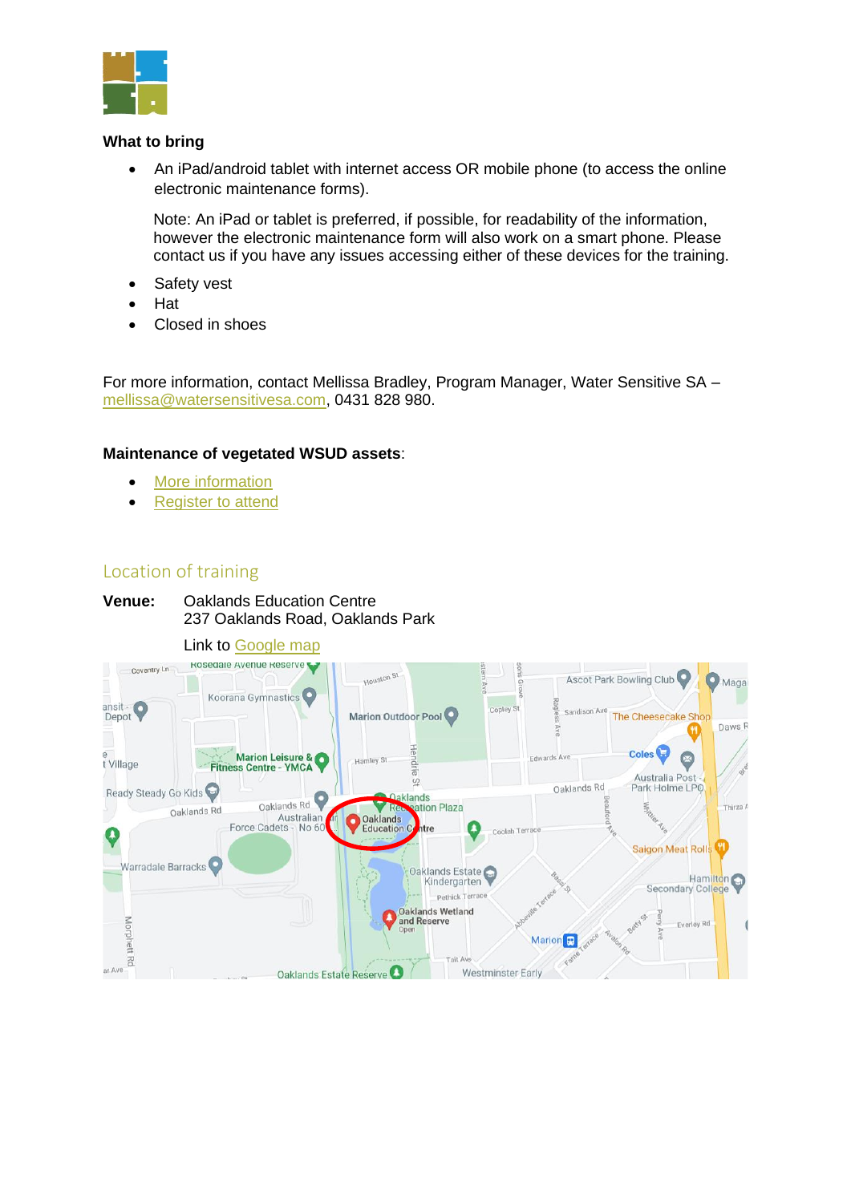**What to bring**

- An iPad/android tablet with internet access OR mobile phone (to access the online electronic maintenance forms).

  Note: An iPad or tablet is preferred, if possible, for readability of the information, however the electronic maintenance form will also work on a smart phone. Please contact us if you have any issues accessing either of these devices for the training.

- Safety vest
- Hat
- Closed in shoes

For more information, contact Mellissa Bradley, Program Manager, Water Sensitive SA – mellissa@watersensitivesa.com, 0431 828 980.

**Maintenance of vegetated WSUD assets**:

- More information
- Register to attend

## Location of training

**Venue:** Oaklands Education Centre
237 Oaklands Road, Oaklands Park

Link to Google map